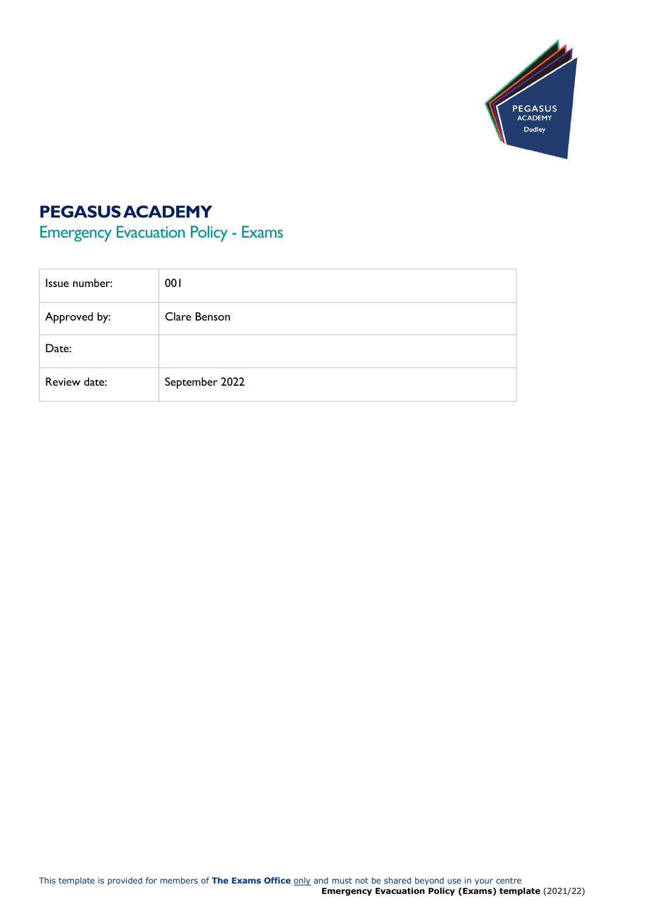# PEGASUS ACADEMY

## Emergency Evacuation Policy - Exams

| Issue number: | 001 |
|---|---|
| Approved by: | Clare Benson |
| Date: | |
| Review date: | September 2022 |

This template is provided for members of **The Exams Office** only and must not be shared beyond use in your centre
**Emergency Evacuation Policy (Exams) template** (2021/22)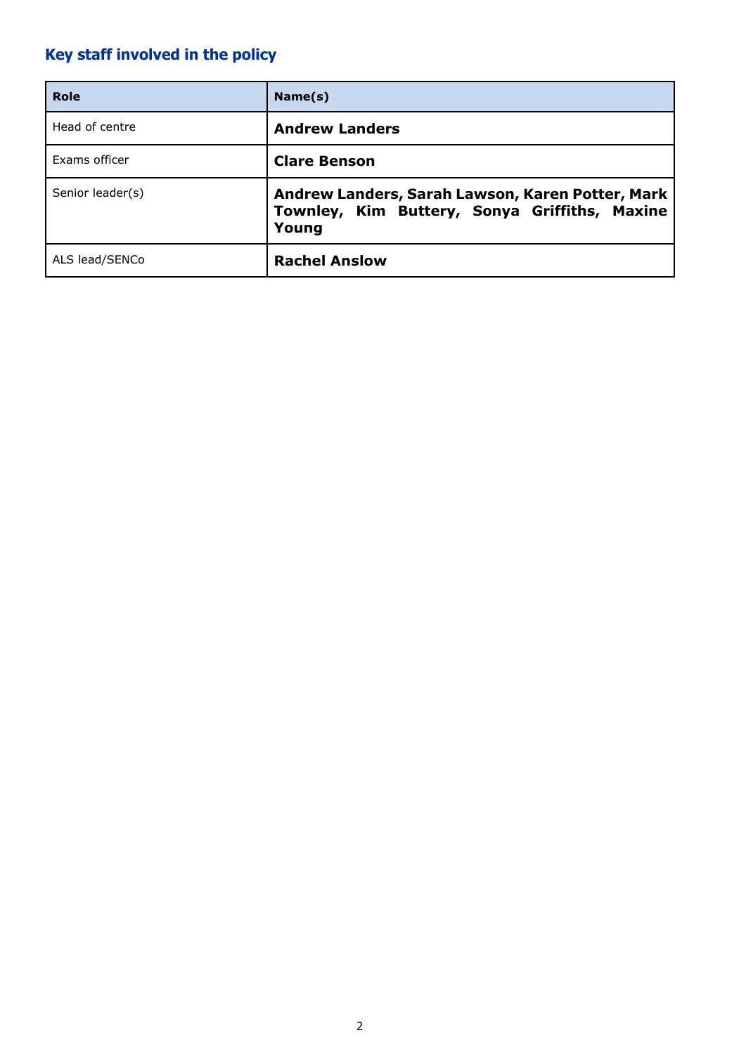## Key staff involved in the policy

| Role | Name(s) |
|---|---|
| Head of centre | **Andrew Landers** |
| Exams officer | **Clare Benson** |
| Senior leader(s) | **Andrew Landers, Sarah Lawson, Karen Potter, Mark Townley, Kim Buttery, Sonya Griffiths, Maxine Young** |
| ALS lead/SENCo | **Rachel Anslow** |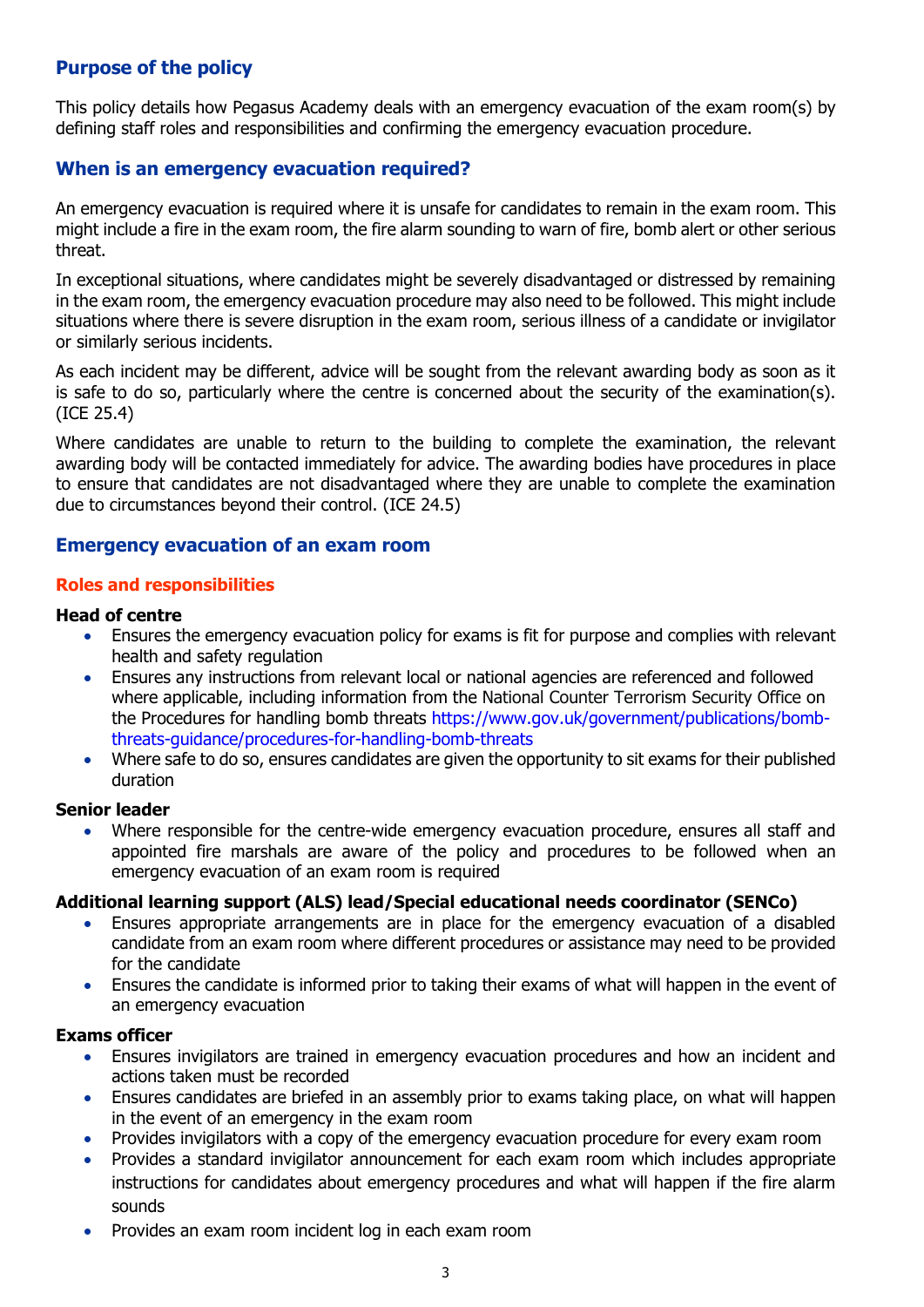## Purpose of the policy

This policy details how Pegasus Academy deals with an emergency evacuation of the exam room(s) by defining staff roles and responsibilities and confirming the emergency evacuation procedure.

## When is an emergency evacuation required?

An emergency evacuation is required where it is unsafe for candidates to remain in the exam room. This might include a fire in the exam room, the fire alarm sounding to warn of fire, bomb alert or other serious threat.

In exceptional situations, where candidates might be severely disadvantaged or distressed by remaining in the exam room, the emergency evacuation procedure may also need to be followed. This might include situations where there is severe disruption in the exam room, serious illness of a candidate or invigilator or similarly serious incidents.

As each incident may be different, advice will be sought from the relevant awarding body as soon as it is safe to do so, particularly where the centre is concerned about the security of the examination(s). (ICE 25.4)

Where candidates are unable to return to the building to complete the examination, the relevant awarding body will be contacted immediately for advice. The awarding bodies have procedures in place to ensure that candidates are not disadvantaged where they are unable to complete the examination due to circumstances beyond their control. (ICE 24.5)

## Emergency evacuation of an exam room

### Roles and responsibilities

**Head of centre**

- Ensures the emergency evacuation policy for exams is fit for purpose and complies with relevant health and safety regulation
- Ensures any instructions from relevant local or national agencies are referenced and followed where applicable, including information from the National Counter Terrorism Security Office on the Procedures for handling bomb threats https://www.gov.uk/government/publications/bomb-threats-guidance/procedures-for-handling-bomb-threats
- Where safe to do so, ensures candidates are given the opportunity to sit exams for their published duration

**Senior leader**

- Where responsible for the centre-wide emergency evacuation procedure, ensures all staff and appointed fire marshals are aware of the policy and procedures to be followed when an emergency evacuation of an exam room is required

**Additional learning support (ALS) lead/Special educational needs coordinator (SENCo)**

- Ensures appropriate arrangements are in place for the emergency evacuation of a disabled candidate from an exam room where different procedures or assistance may need to be provided for the candidate
- Ensures the candidate is informed prior to taking their exams of what will happen in the event of an emergency evacuation

**Exams officer**

- Ensures invigilators are trained in emergency evacuation procedures and how an incident and actions taken must be recorded
- Ensures candidates are briefed in an assembly prior to exams taking place, on what will happen in the event of an emergency in the exam room
- Provides invigilators with a copy of the emergency evacuation procedure for every exam room
- Provides a standard invigilator announcement for each exam room which includes appropriate instructions for candidates about emergency procedures and what will happen if the fire alarm sounds
- Provides an exam room incident log in each exam room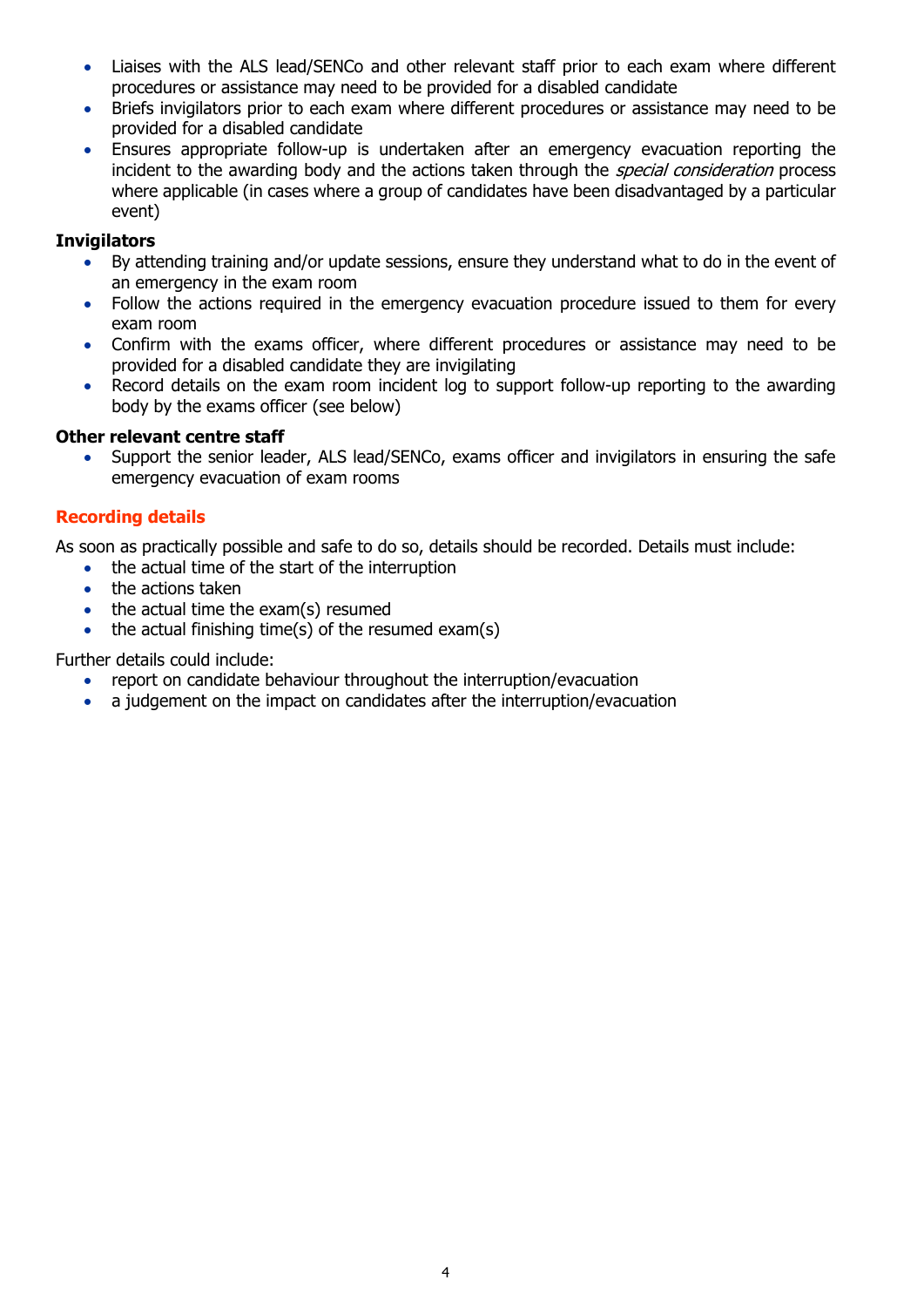- Liaises with the ALS lead/SENCo and other relevant staff prior to each exam where different procedures or assistance may need to be provided for a disabled candidate
- Briefs invigilators prior to each exam where different procedures or assistance may need to be provided for a disabled candidate
- Ensures appropriate follow-up is undertaken after an emergency evacuation reporting the incident to the awarding body and the actions taken through the *special consideration* process where applicable (in cases where a group of candidates have been disadvantaged by a particular event)

**Invigilators**

- By attending training and/or update sessions, ensure they understand what to do in the event of an emergency in the exam room
- Follow the actions required in the emergency evacuation procedure issued to them for every exam room
- Confirm with the exams officer, where different procedures or assistance may need to be provided for a disabled candidate they are invigilating
- Record details on the exam room incident log to support follow-up reporting to the awarding body by the exams officer (see below)

**Other relevant centre staff**

- Support the senior leader, ALS lead/SENCo, exams officer and invigilators in ensuring the safe emergency evacuation of exam rooms

## Recording details

As soon as practically possible and safe to do so, details should be recorded. Details must include:

- the actual time of the start of the interruption
- the actions taken
- the actual time the exam(s) resumed
- the actual finishing time(s) of the resumed exam(s)

Further details could include:

- report on candidate behaviour throughout the interruption/evacuation
- a judgement on the impact on candidates after the interruption/evacuation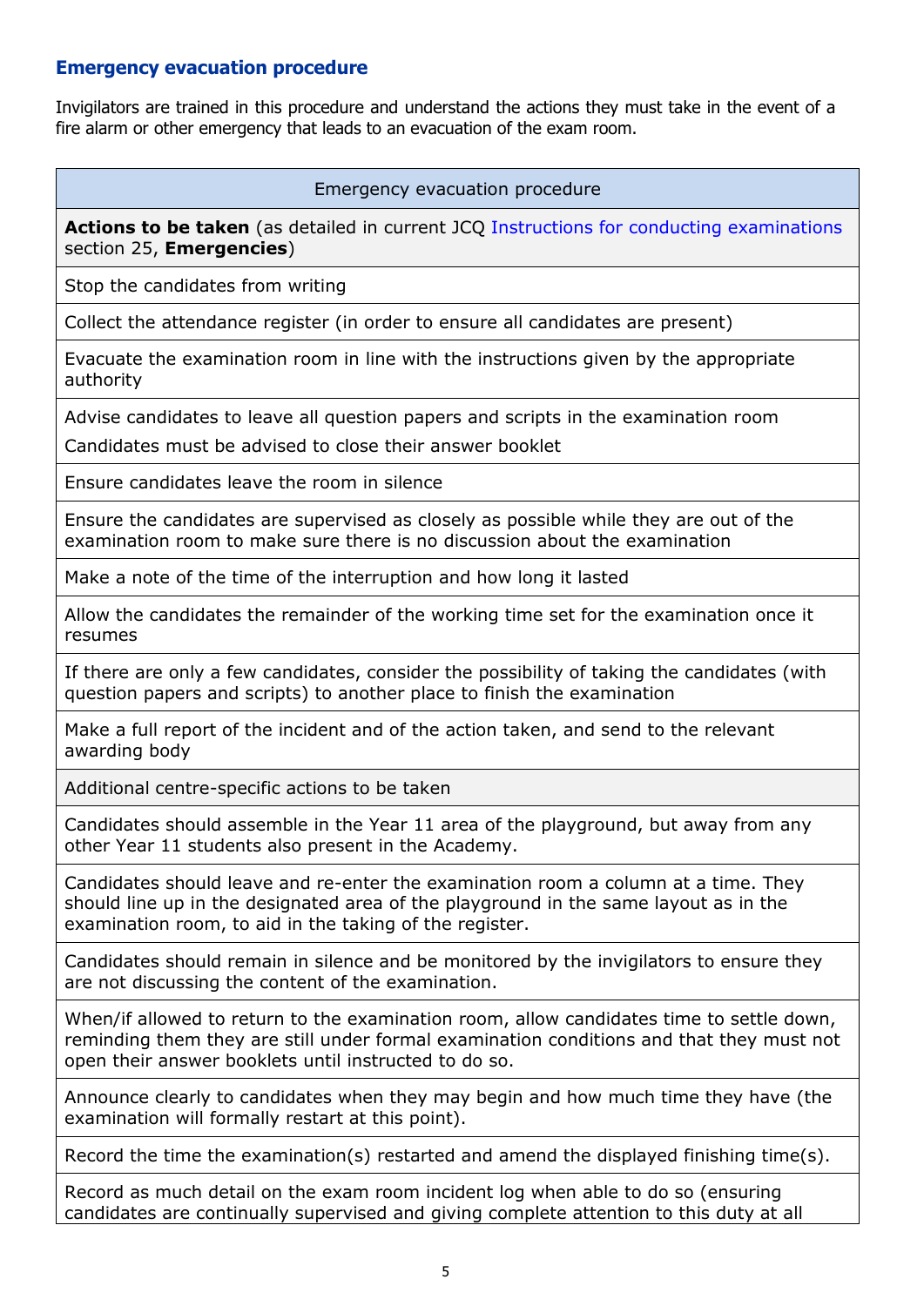## Emergency evacuation procedure

Invigilators are trained in this procedure and understand the actions they must take in the event of a fire alarm or other emergency that leads to an evacuation of the exam room.

| Emergency evacuation procedure |
| --- |
| **Actions to be taken** (as detailed in current JCQ Instructions for conducting examinations section 25, **Emergencies**) |
| Stop the candidates from writing |
| Collect the attendance register (in order to ensure all candidates are present) |
| Evacuate the examination room in line with the instructions given by the appropriate authority |
| Advise candidates to leave all question papers and scripts in the examination room<br>Candidates must be advised to close their answer booklet |
| Ensure candidates leave the room in silence |
| Ensure the candidates are supervised as closely as possible while they are out of the examination room to make sure there is no discussion about the examination |
| Make a note of the time of the interruption and how long it lasted |
| Allow the candidates the remainder of the working time set for the examination once it resumes |
| If there are only a few candidates, consider the possibility of taking the candidates (with question papers and scripts) to another place to finish the examination |
| Make a full report of the incident and of the action taken, and send to the relevant awarding body |
| Additional centre-specific actions to be taken |
| Candidates should assemble in the Year 11 area of the playground, but away from any other Year 11 students also present in the Academy. |
| Candidates should leave and re-enter the examination room a column at a time. They should line up in the designated area of the playground in the same layout as in the examination room, to aid in the taking of the register. |
| Candidates should remain in silence and be monitored by the invigilators to ensure they are not discussing the content of the examination. |
| When/if allowed to return to the examination room, allow candidates time to settle down, reminding them they are still under formal examination conditions and that they must not open their answer booklets until instructed to do so. |
| Announce clearly to candidates when they may begin and how much time they have (the examination will formally restart at this point). |
| Record the time the examination(s) restarted and amend the displayed finishing time(s). |
| Record as much detail on the exam room incident log when able to do so (ensuring candidates are continually supervised and giving complete attention to this duty at all |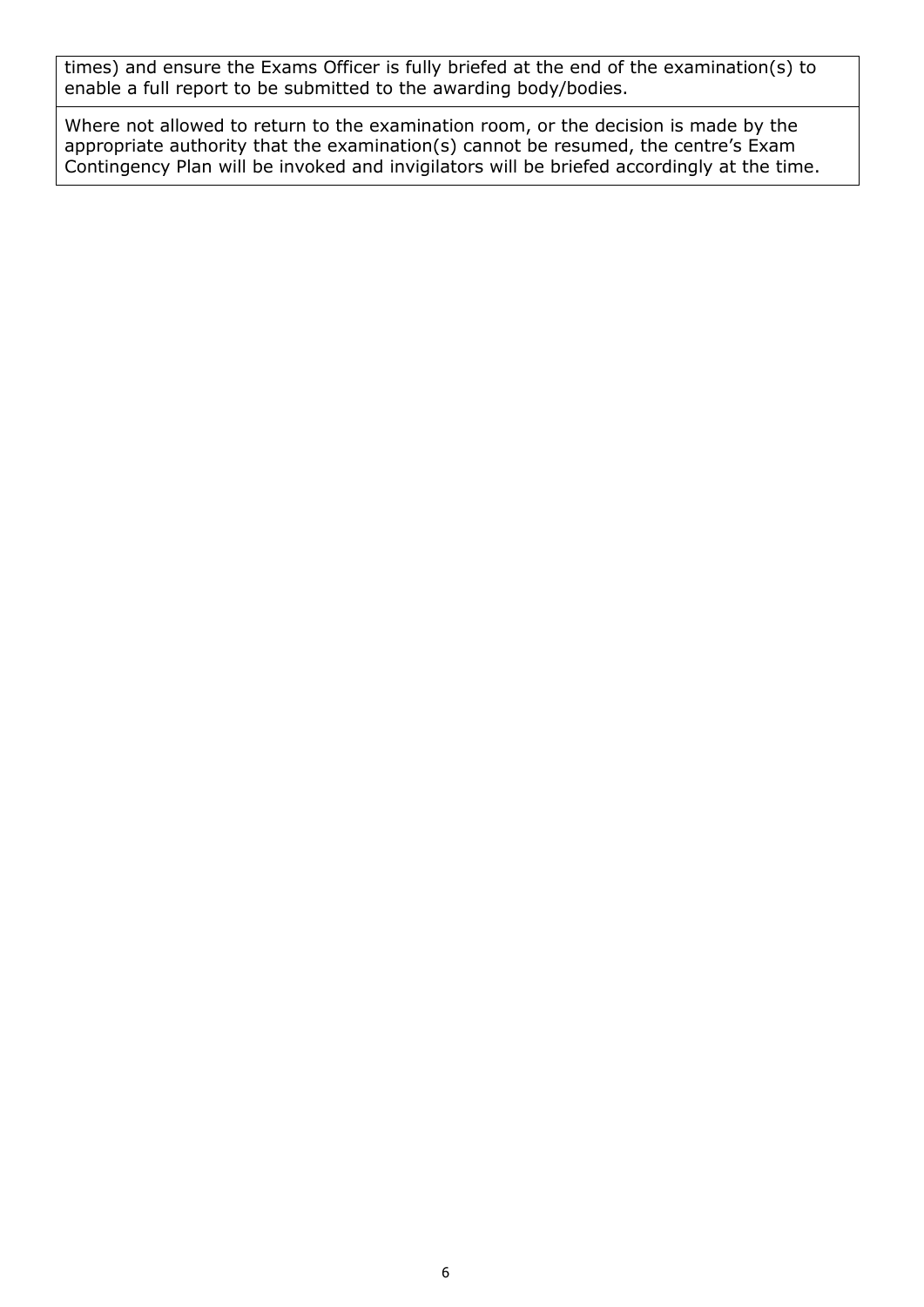| |
|---|
| times) and ensure the Exams Officer is fully briefed at the end of the examination(s) to enable a full report to be submitted to the awarding body/bodies. |
| Where not allowed to return to the examination room, or the decision is made by the appropriate authority that the examination(s) cannot be resumed, the centre's Exam Contingency Plan will be invoked and invigilators will be briefed accordingly at the time. |